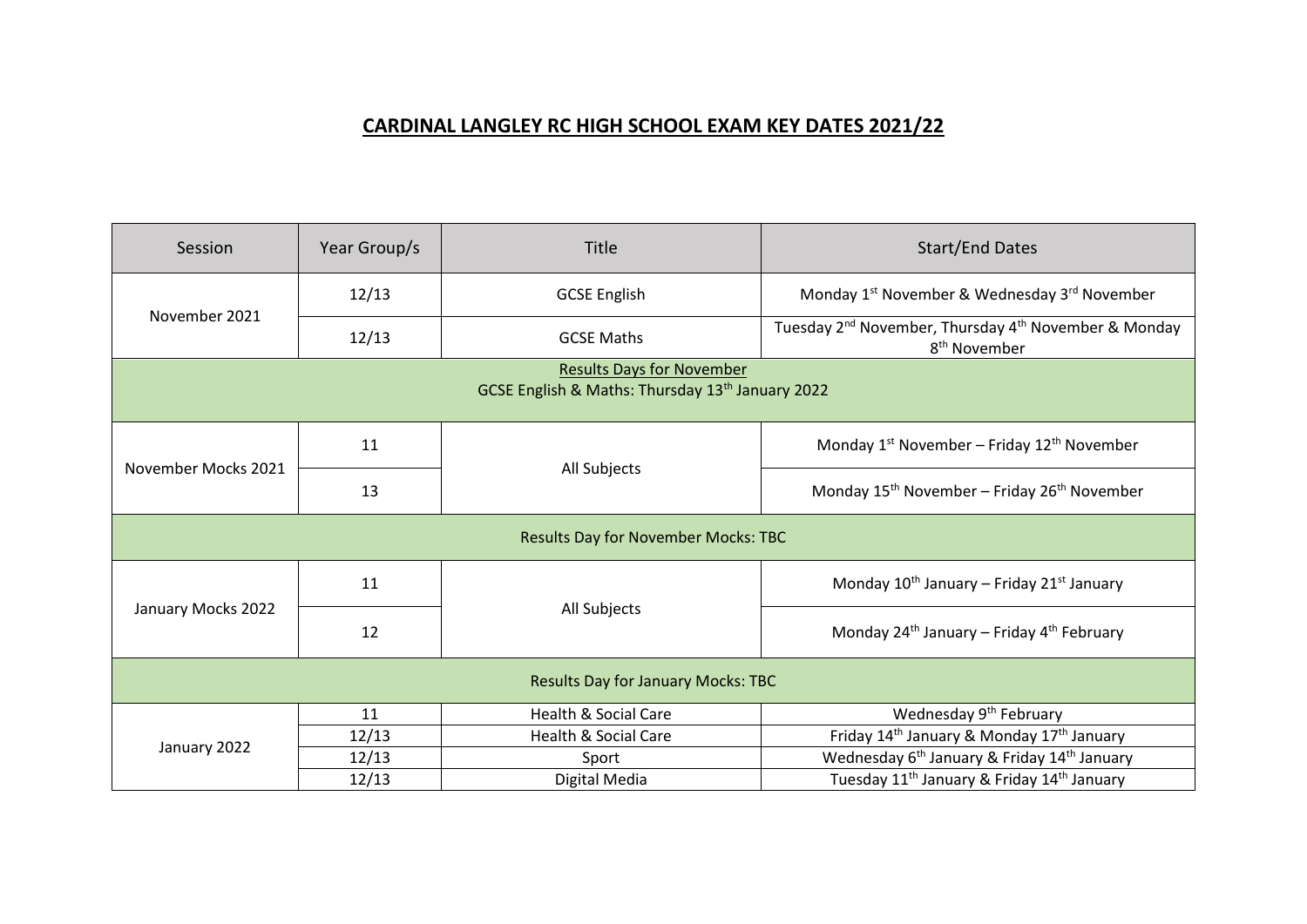# CARDINAL LANGLEY RC HIGH SCHOOL EXAM KEY DATES 2021/22

| Session | Year Group/s | Title | Start/End Dates |
|---|---|---|---|
| November 2021 | 12/13 | GCSE English | Monday 1st November & Wednesday 3rd November |
| | 12/13 | GCSE Maths | Tuesday 2nd November, Thursday 4th November & Monday 8th November |
| Results Days for November<br>GCSE English & Maths: Thursday 13th January 2022 | | | |
| November Mocks 2021 | 11 | All Subjects | Monday 1st November – Friday 12th November |
| | 13 | | Monday 15th November – Friday 26th November |
| Results Day for November Mocks: TBC | | | |
| January Mocks 2022 | 11 | All Subjects | Monday 10th January – Friday 21st January |
| | 12 | | Monday 24th January – Friday 4th February |
| Results Day for January Mocks: TBC | | | |
| January 2022 | 11 | Health & Social Care | Wednesday 9th February |
| | 12/13 | Health & Social Care | Friday 14th January & Monday 17th January |
| | 12/13 | Sport | Wednesday 6th January & Friday 14th January |
| | 12/13 | Digital Media | Tuesday 11th January & Friday 14th January |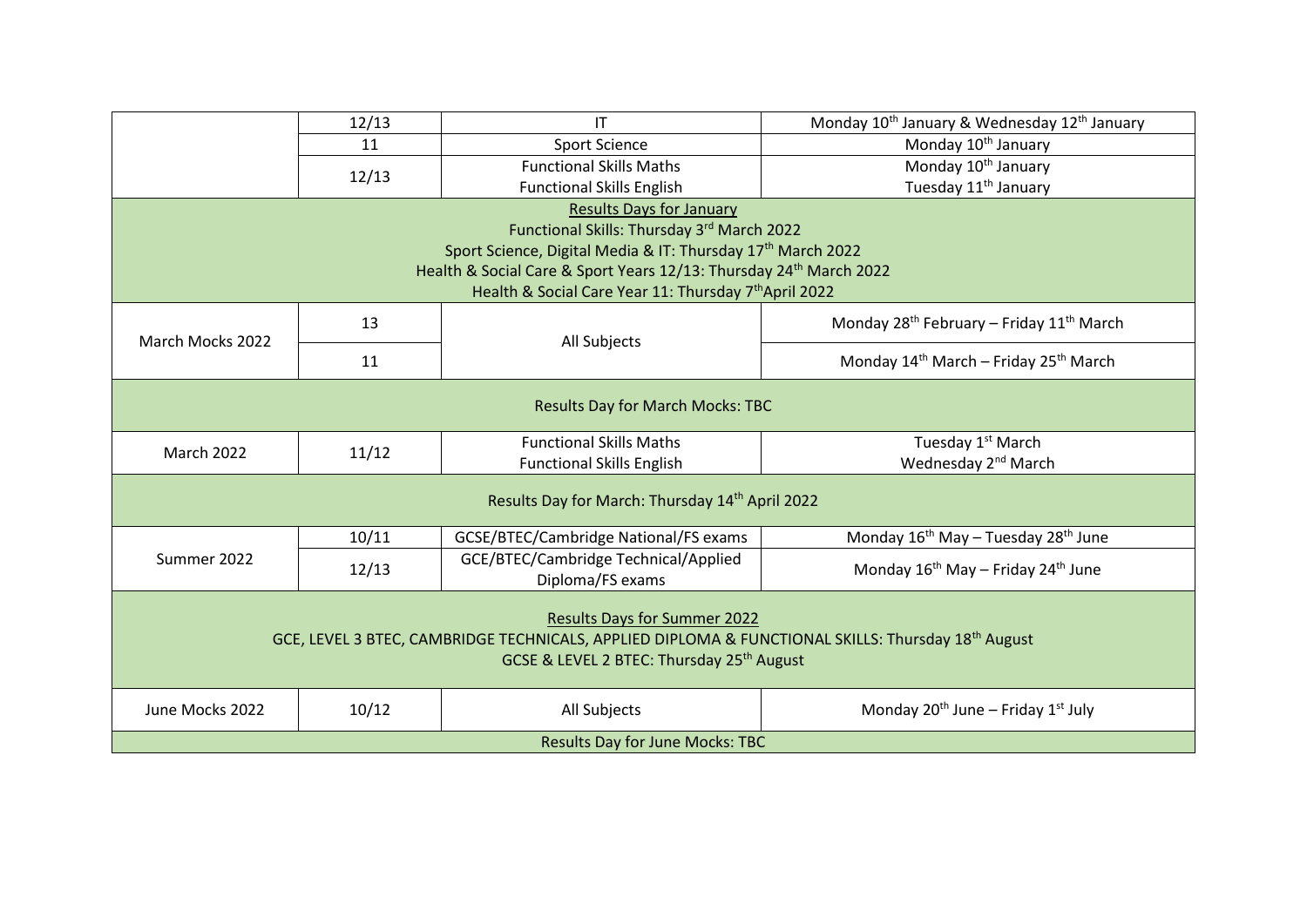| | | | |
|---|---|---|---|
| | 12/13 | IT | Monday 10th January & Wednesday 12th January |
| | 11 | Sport Science | Monday 10th January |
| | 12/13 | Functional Skills Maths<br>Functional Skills English | Monday 10th January<br>Tuesday 11th January |
| **Results Days for January**<br>Functional Skills: Thursday 3rd March 2022<br>Sport Science, Digital Media & IT: Thursday 17th March 2022<br>Health & Social Care & Sport Years 12/13: Thursday 24th March 2022<br>Health & Social Care Year 11: Thursday 7th April 2022 | | | |
| March Mocks 2022 | 13 | All Subjects | Monday 28th February – Friday 11th March |
| | 11 | | Monday 14th March – Friday 25th March |
| Results Day for March Mocks: TBC | | | |
| March 2022 | 11/12 | Functional Skills Maths<br>Functional Skills English | Tuesday 1st March<br>Wednesday 2nd March |
| Results Day for March: Thursday 14th April 2022 | | | |
| Summer 2022 | 10/11 | GCSE/BTEC/Cambridge National/FS exams | Monday 16th May – Tuesday 28th June |
| | 12/13 | GCE/BTEC/Cambridge Technical/Applied Diploma/FS exams | Monday 16th May – Friday 24th June |
| **Results Days for Summer 2022**<br>GCE, LEVEL 3 BTEC, CAMBRIDGE TECHNICALS, APPLIED DIPLOMA & FUNCTIONAL SKILLS: Thursday 18th August<br>GCSE & LEVEL 2 BTEC: Thursday 25th August | | | |
| June Mocks 2022 | 10/12 | All Subjects | Monday 20th June – Friday 1st July |
| Results Day for June Mocks: TBC | | | |